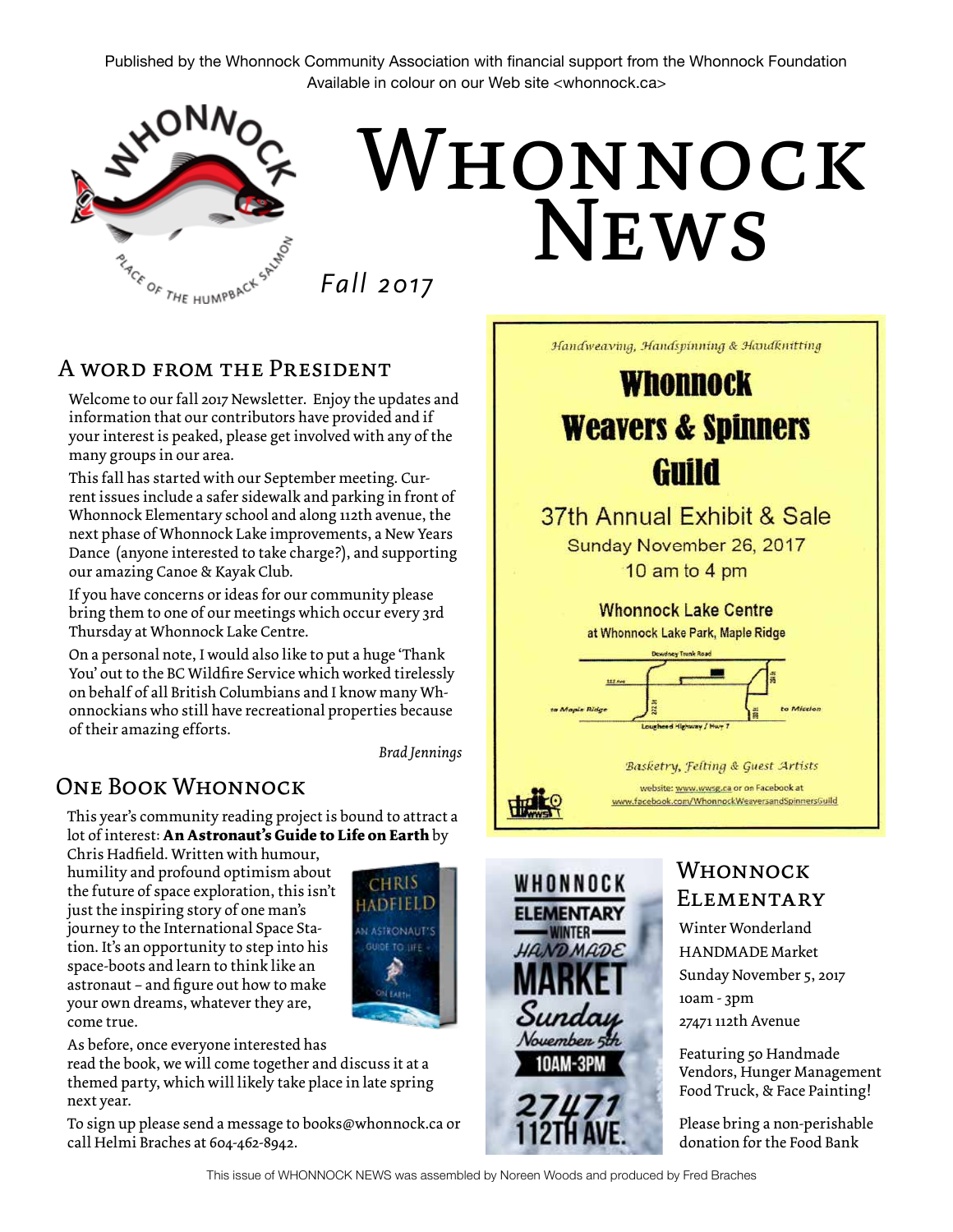Published by the Whonnock Community Association with financial support from the Whonnock Foundation
Available in colour on our Web site <whonnock.ca>

# Whonnock News

*Fall 2017*

## A word from the President

Welcome to our fall 2017 Newsletter. Enjoy the updates and information that our contributors have provided and if your interest is peaked, please get involved with any of the many groups in our area.

This fall has started with our September meeting. Current issues include a safer sidewalk and parking in front of Whonnock Elementary school and along 112th avenue, the next phase of Whonnock Lake improvements, a New Years Dance (anyone interested to take charge?), and supporting our amazing Canoe & Kayak Club.

If you have concerns or ideas for our community please bring them to one of our meetings which occur every 3rd Thursday at Whonnock Lake Centre.

On a personal note, I would also like to put a huge 'Thank You' out to the BC Wildfire Service which worked tirelessly on behalf of all British Columbians and I know many Whonnockians who still have recreational properties because of their amazing efforts.

*Brad Jennings*

## One Book Whonnock

This year's community reading project is bound to attract a lot of interest: **An Astronaut's Guide to Life on Earth** by Chris Hadfield. Written with humour, humility and profound optimism about the future of space exploration, this isn't just the inspiring story of one man's journey to the International Space Station. It's an opportunity to step into his space-boots and learn to think like an astronaut – and figure out how to make your own dreams, whatever they are, come true.

As before, once everyone interested has read the book, we will come together and discuss it at a themed party, which will likely take place in late spring next year.

To sign up please send a message to books@whonnock.ca or call Helmi Braches at 604-462-8942.

*Handweaving, Handspinning & Handknitting*

**Whonnock Weavers & Spinners Guild**

37th Annual Exhibit & Sale
Sunday November 26, 2017
10 am to 4 pm

Whonnock Lake Centre
at Whonnock Lake Park, Maple Ridge

*Basketry, Felting & Guest Artists*

website: www.wwsg.ca or on Facebook at www.facebook.com/WhonnockWeaversandSpinnersGuild

## Whonnock Elementary

Winter Wonderland
HANDMADE Market
Sunday November 5, 2017
10am - 3pm
27471 112th Avenue

Featuring 50 Handmade Vendors, Hunger Management Food Truck, & Face Painting!

Please bring a non-perishable donation for the Food Bank

This issue of WHONNOCK NEWS was assembled by Noreen Woods and produced by Fred Braches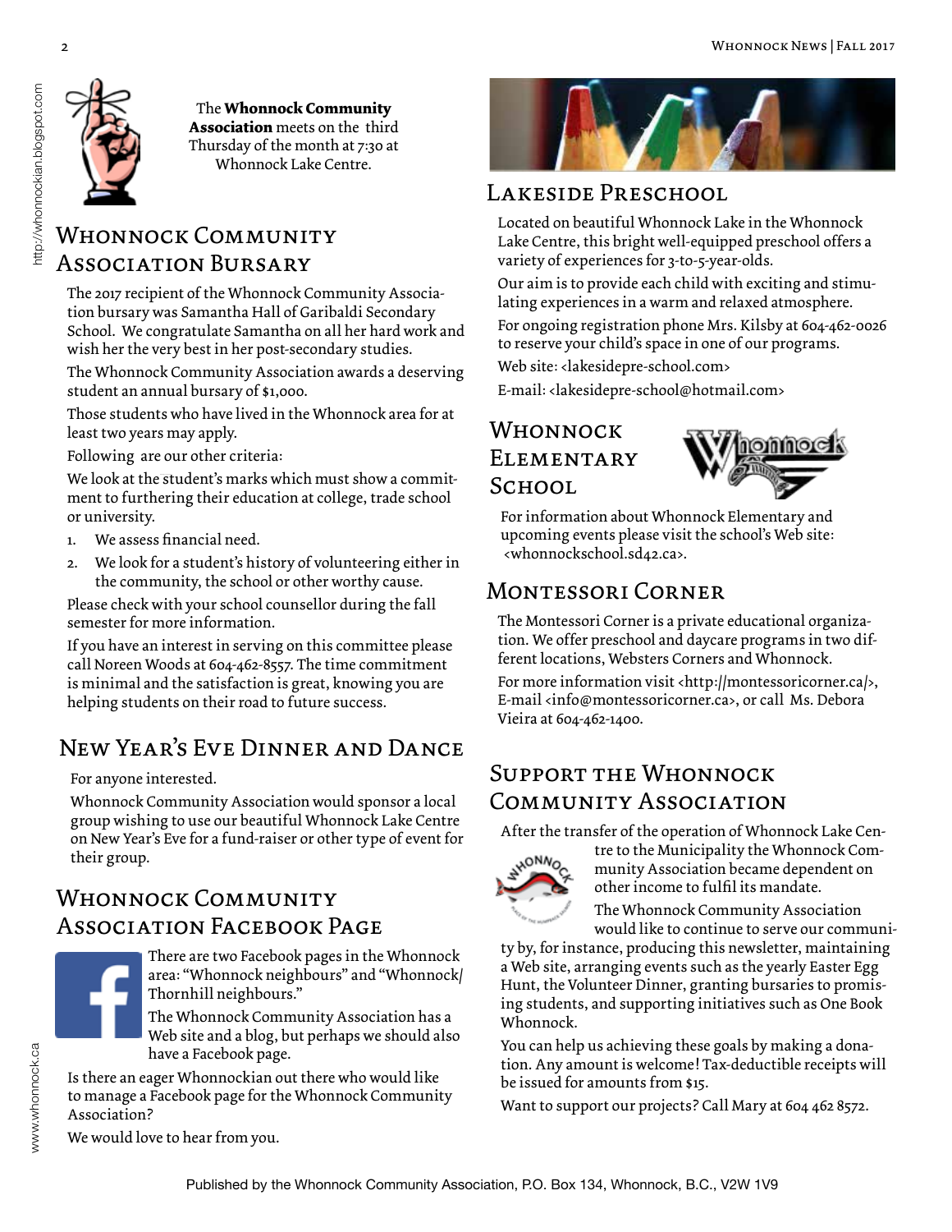The **Whonnock Community Association** meets on the third Thursday of the month at 7:30 at Whonnock Lake Centre.

## Whonnock Community Association Bursary

The 2017 recipient of the Whonnock Community Association bursary was Samantha Hall of Garibaldi Secondary School. We congratulate Samantha on all her hard work and wish her the very best in her post-secondary studies.

The Whonnock Community Association awards a deserving student an annual bursary of $1,000.

Those students who have lived in the Whonnock area for at least two years may apply.

Following are our other criteria:

We look at the student's marks which must show a commitment to furthering their education at college, trade school or university.

1. We assess financial need.
2. We look for a student's history of volunteering either in the community, the school or other worthy cause.

Please check with your school counsellor during the fall semester for more information.

If you have an interest in serving on this committee please call Noreen Woods at 604-462-8557. The time commitment is minimal and the satisfaction is great, knowing you are helping students on their road to future success.

## New Year's Eve Dinner and Dance

For anyone interested.

Whonnock Community Association would sponsor a local group wishing to use our beautiful Whonnock Lake Centre on New Year's Eve for a fund-raiser or other type of event for their group.

## Whonnock Community Association Facebook Page

There are two Facebook pages in the Whonnock area: "Whonnock neighbours" and "Whonnock/Thornhill neighbours."

The Whonnock Community Association has a Web site and a blog, but perhaps we should also have a Facebook page.

Is there an eager Whonnockian out there who would like to manage a Facebook page for the Whonnock Community Association?

We would love to hear from you.

## Lakeside Preschool

Located on beautiful Whonnock Lake in the Whonnock Lake Centre, this bright well-equipped preschool offers a variety of experiences for 3-to-5-year-olds.

Our aim is to provide each child with exciting and stimulating experiences in a warm and relaxed atmosphere.

For ongoing registration phone Mrs. Kilsby at 604-462-0026 to reserve your child's space in one of our programs.

Web site: <lakesidepre-school.com>

E-mail: <lakesidepre-school@hotmail.com>

## Whonnock Elementary School

For information about Whonnock Elementary and upcoming events please visit the school's Web site: <whonnockschool.sd42.ca>.

## Montessori Corner

The Montessori Corner is a private educational organization. We offer preschool and daycare programs in two different locations, Websters Corners and Whonnock.

For more information visit <http://montessoricorner.ca/>, E-mail <info@montessoricorner.ca>, or call Ms. Debora Vieira at 604-462-1400.

## Support the Whonnock Community Association

After the transfer of the operation of Whonnock Lake Centre to the Municipality the Whonnock Community Association became dependent on other income to fulfil its mandate.

The Whonnock Community Association would like to continue to serve our community by, for instance, producing this newsletter, maintaining a Web site, arranging events such as the yearly Easter Egg Hunt, the Volunteer Dinner, granting bursaries to promising students, and supporting initiatives such as One Book Whonnock.

You can help us achieving these goals by making a donation. Any amount is welcome! Tax-deductible receipts will be issued for amounts from $15.

Want to support our projects? Call Mary at 604 462 8572.

Published by the Whonnock Community Association, P.O. Box 134, Whonnock, B.C., V2W 1V9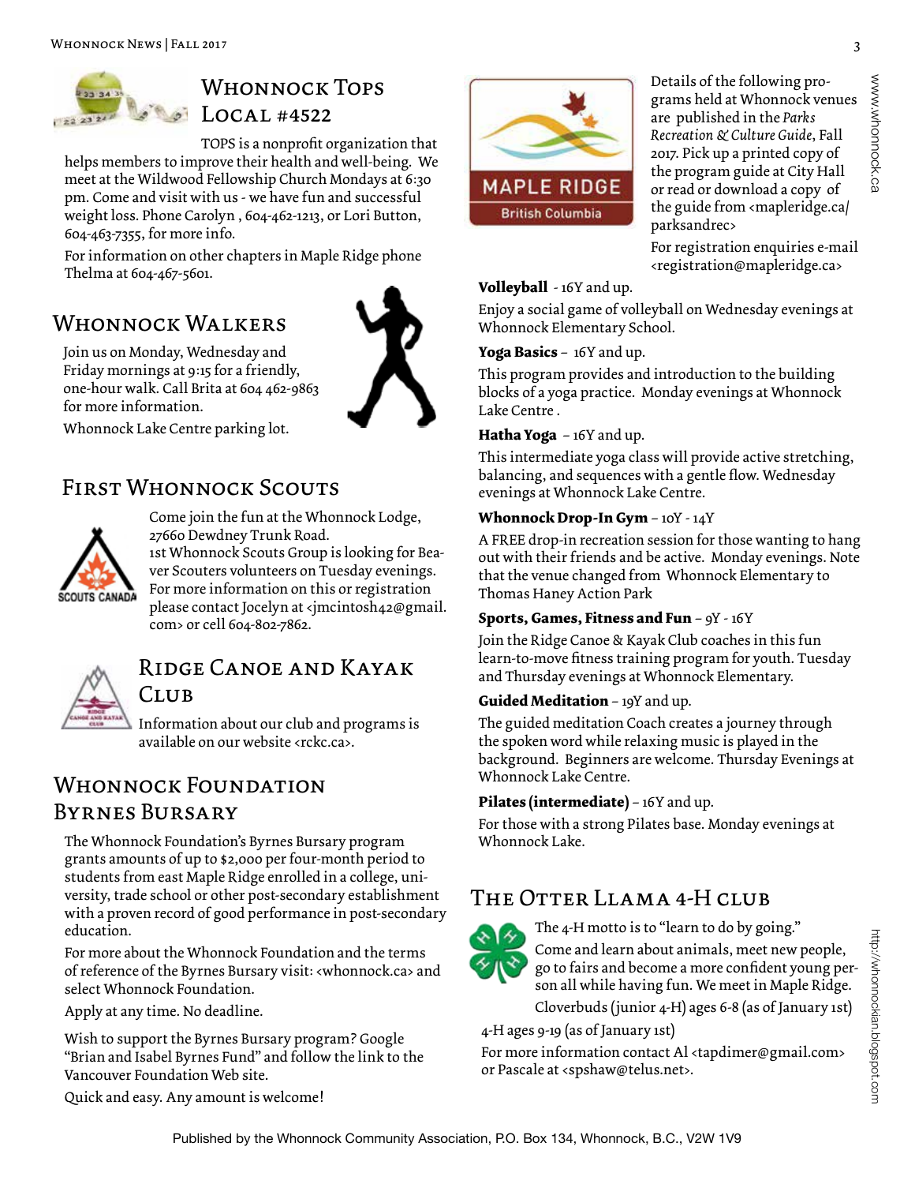## Whonnock Tops Local #4522

TOPS is a nonprofit organization that helps members to improve their health and well-being. We meet at the Wildwood Fellowship Church Mondays at 6:30 pm. Come and visit with us - we have fun and successful weight loss. Phone Carolyn , 604-462-1213, or Lori Button, 604-463-7355, for more info.

For information on other chapters in Maple Ridge phone Thelma at 604-467-5601.

## Whonnock Walkers

Join us on Monday, Wednesday and Friday mornings at 9:15 for a friendly, one-hour walk. Call Brita at 604 462-9863 for more information.

Whonnock Lake Centre parking lot.

## First Whonnock Scouts

Come join the fun at the Whonnock Lodge, 27660 Dewdney Trunk Road.

1st Whonnock Scouts Group is looking for Beaver Scouters volunteers on Tuesday evenings. For more information on this or registration please contact Jocelyn at <jmcintosh42@gmail.com> or cell 604-802-7862.

## Ridge Canoe and Kayak Club

Information about our club and programs is available on our website <rckc.ca>.

## Whonnock Foundation Byrnes Bursary

The Whonnock Foundation's Byrnes Bursary program grants amounts of up to $2,000 per four-month period to students from east Maple Ridge enrolled in a college, university, trade school or other post-secondary establishment with a proven record of good performance in post-secondary education.

For more about the Whonnock Foundation and the terms of reference of the Byrnes Bursary visit: <whonnock.ca> and select Whonnock Foundation.

Apply at any time. No deadline.

Wish to support the Byrnes Bursary program? Google "Brian and Isabel Byrnes Fund" and follow the link to the Vancouver Foundation Web site.

Quick and easy. Any amount is welcome!

MAPLE RIDGE British Columbia

Details of the following programs held at Whonnock venues are published in the *Parks Recreation & Culture Guide*, Fall 2017. Pick up a printed copy of the program guide at City Hall or read or download a copy of the guide from <mapleridge.ca/parksandrec>

For registration enquiries e-mail <registration@mapleridge.ca>

**Volleyball** - 16Y and up.

Enjoy a social game of volleyball on Wednesday evenings at Whonnock Elementary School.

**Yoga Basics** – 16Y and up.

This program provides and introduction to the building blocks of a yoga practice. Monday evenings at Whonnock Lake Centre .

**Hatha Yoga** – 16Y and up.

This intermediate yoga class will provide active stretching, balancing, and sequences with a gentle flow. Wednesday evenings at Whonnock Lake Centre.

**Whonnock Drop-In Gym** – 10Y - 14Y

A FREE drop-in recreation session for those wanting to hang out with their friends and be active. Monday evenings. Note that the venue changed from Whonnock Elementary to Thomas Haney Action Park

**Sports, Games, Fitness and Fun** – 9Y - 16Y

Join the Ridge Canoe & Kayak Club coaches in this fun learn-to-move fitness training program for youth. Tuesday and Thursday evenings at Whonnock Elementary.

**Guided Meditation** – 19Y and up.

The guided meditation Coach creates a journey through the spoken word while relaxing music is played in the background. Beginners are welcome. Thursday Evenings at Whonnock Lake Centre.

**Pilates (intermediate)** – 16Y and up.

For those with a strong Pilates base. Monday evenings at Whonnock Lake.

## The Otter Llama 4-H club

The 4-H motto is to "learn to do by going."

Come and learn about animals, meet new people, go to fairs and become a more confident young person all while having fun. We meet in Maple Ridge.

Cloverbuds (junior 4-H) ages 6-8 (as of January 1st)

4-H ages 9-19 (as of January 1st)

For more information contact Al <tapdimer@gmail.com> or Pascale at <spshaw@telus.net>.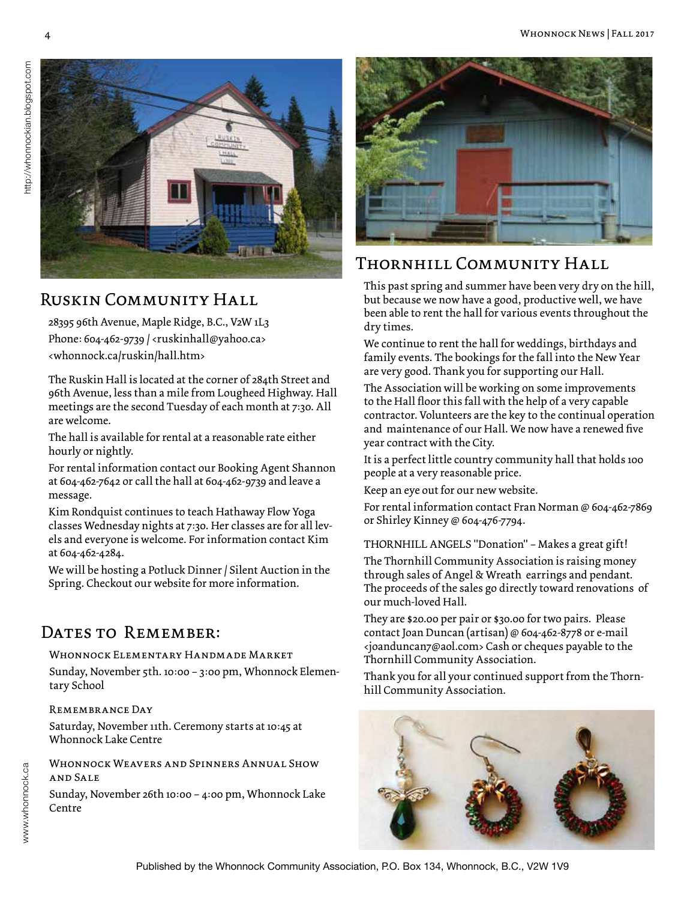## Ruskin Community Hall

28395 96th Avenue, Maple Ridge, B.C., V2W 1L3
Phone: 604-462-9739 / <ruskinhall@yahoo.ca>
<whonnock.ca/ruskin/hall.htm>

The Ruskin Hall is located at the corner of 284th Street and 96th Avenue, less than a mile from Lougheed Highway. Hall meetings are the second Tuesday of each month at 7:30. All are welcome.

The hall is available for rental at a reasonable rate either hourly or nightly.

For rental information contact our Booking Agent Shannon at 604-462-7642 or call the hall at 604-462-9739 and leave a message.

Kim Rondquist continues to teach Hathaway Flow Yoga classes Wednesday nights at 7:30. Her classes are for all levels and everyone is welcome. For information contact Kim at 604-462-4284.

We will be hosting a Potluck Dinner / Silent Auction in the Spring. Checkout our website for more information.

## Dates to Remember:

### Whonnock Elementary Handmade Market

Sunday, November 5th. 10:00 – 3:00 pm, Whonnock Elementary School

### Remembrance Day

Saturday, November 11th. Ceremony starts at 10:45 at Whonnock Lake Centre

### Whonnock Weavers and Spinners Annual Show and Sale

Sunday, November 26th 10:00 – 4:00 pm, Whonnock Lake Centre

## Thornhill Community Hall

This past spring and summer have been very dry on the hill, but because we now have a good, productive well, we have been able to rent the hall for various events throughout the dry times.

We continue to rent the hall for weddings, birthdays and family events. The bookings for the fall into the New Year are very good. Thank you for supporting our Hall.

The Association will be working on some improvements to the Hall floor this fall with the help of a very capable contractor. Volunteers are the key to the continual operation and maintenance of our Hall. We now have a renewed five year contract with the City.

It is a perfect little country community hall that holds 100 people at a very reasonable price.

Keep an eye out for our new website.

For rental information contact Fran Norman @ 604-462-7869 or Shirley Kinney @ 604-476-7794.

THORNHILL ANGELS "Donation" – Makes a great gift!

The Thornhill Community Association is raising money through sales of Angel & Wreath earrings and pendant. The proceeds of the sales go directly toward renovations of our much-loved Hall.

They are $20.00 per pair or $30.00 for two pairs. Please contact Joan Duncan (artisan) @ 604-462-8778 or e-mail <joanduncan7@aol.com> Cash or cheques payable to the Thornhill Community Association.

Thank you for all your continued support from the Thornhill Community Association.

Published by the Whonnock Community Association, P.O. Box 134, Whonnock, B.C., V2W 1V9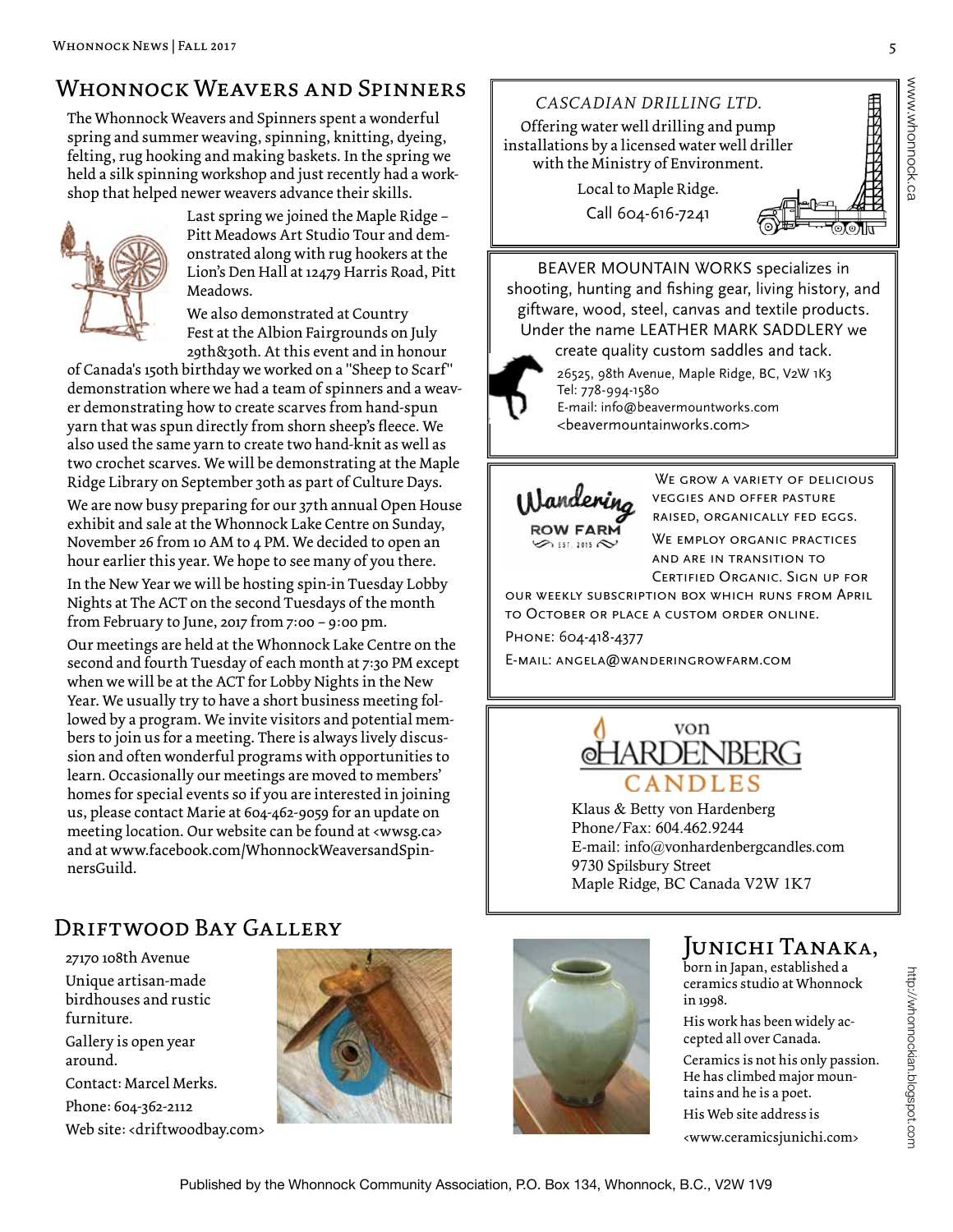## Whonnock Weavers and Spinners

The Whonnock Weavers and Spinners spent a wonderful spring and summer weaving, spinning, knitting, dyeing, felting, rug hooking and making baskets. In the spring we held a silk spinning workshop and just recently had a workshop that helped newer weavers advance their skills.

Last spring we joined the Maple Ridge – Pitt Meadows Art Studio Tour and demonstrated along with rug hookers at the Lion's Den Hall at 12479 Harris Road, Pitt Meadows.

We also demonstrated at Country Fest at the Albion Fairgrounds on July 29th&30th. At this event and in honour of Canada's 150th birthday we worked on a "Sheep to Scarf" demonstration where we had a team of spinners and a weaver demonstrating how to create scarves from hand-spun yarn that was spun directly from shorn sheep's fleece. We also used the same yarn to create two hand-knit as well as two crochet scarves. We will be demonstrating at the Maple Ridge Library on September 30th as part of Culture Days.

We are now busy preparing for our 37th annual Open House exhibit and sale at the Whonnock Lake Centre on Sunday, November 26 from 10 AM to 4 PM. We decided to open an hour earlier this year. We hope to see many of you there.

In the New Year we will be hosting spin-in Tuesday Lobby Nights at The ACT on the second Tuesdays of the month from February to June, 2017 from 7:00 – 9:00 pm.

Our meetings are held at the Whonnock Lake Centre on the second and fourth Tuesday of each month at 7:30 PM except when we will be at the ACT for Lobby Nights in the New Year. We usually try to have a short business meeting followed by a program. We invite visitors and potential members to join us for a meeting. There is always lively discussion and often wonderful programs with opportunities to learn. Occasionally our meetings are moved to members' homes for special events so if you are interested in joining us, please contact Marie at 604-462-9059 for an update on meeting location. Our website can be found at <wwsg.ca> and at www.facebook.com/WhonnockWeaversandSpinnersGuild.

*CASCADIAN DRILLING LTD.*

Offering water well drilling and pump installations by a licensed water well driller with the Ministry of Environment.

Local to Maple Ridge.

Call 604-616-7241

BEAVER MOUNTAIN WORKS specializes in shooting, hunting and fishing gear, living history, and giftware, wood, steel, canvas and textile products. Under the name LEATHER MARK SADDLERY we create quality custom saddles and tack.

26525, 98th Avenue, Maple Ridge, BC, V2W 1K3
Tel: 778-994-1580
E-mail: info@beavermountworks.com
<beavermountainworks.com>

Wandering Row Farm
EST. 2015

We grow a variety of delicious veggies and offer pasture raised, organically fed eggs.

We employ organic practices and are in transition to Certified Organic. Sign up for our weekly subscription box which runs from April to October or place a custom order online.

Phone: 604-418-4377

E-mail: angela@wanderingrowfarm.com

von Hardenberg Candles

Klaus & Betty von Hardenberg
Phone/Fax: 604.462.9244
E-mail: info@vonhardenbergcandles.com
9730 Spilsbury Street
Maple Ridge, BC Canada V2W 1K7

## Driftwood Bay Gallery

27170 108th Avenue

Unique artisan-made birdhouses and rustic furniture.

Gallery is open year around.

Contact: Marcel Merks.

Phone: 604-362-2112

Web site: <driftwoodbay.com>

## Junichi Tanaka,

born in Japan, established a ceramics studio at Whonnock in 1998.

His work has been widely accepted all over Canada.

Ceramics is not his only passion. He has climbed major mountains and he is a poet.

His Web site address is

<www.ceramicsjunichi.com>

Published by the Whonnock Community Association, P.O. Box 134, Whonnock, B.C., V2W 1V9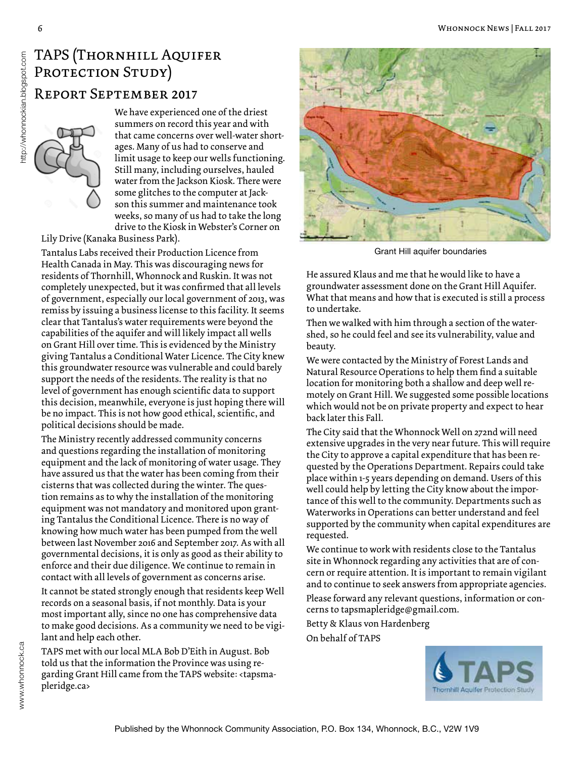# TAPS (Thornhill Aquifer Protection Study)

## Report September 2017

We have experienced one of the driest summers on record this year and with that came concerns over well-water shortages. Many of us had to conserve and limit usage to keep our wells functioning. Still many, including ourselves, hauled water from the Jackson Kiosk. There were some glitches to the computer at Jackson this summer and maintenance took weeks, so many of us had to take the long drive to the Kiosk in Webster's Corner on Lily Drive (Kanaka Business Park).

Tantalus Labs received their Production Licence from Health Canada in May. This was discouraging news for residents of Thornhill, Whonnock and Ruskin. It was not completely unexpected, but it was confirmed that all levels of government, especially our local government of 2013, was remiss by issuing a business license to this facility. It seems clear that Tantalus's water requirements were beyond the capabilities of the aquifer and will likely impact all wells on Grant Hill over time. This is evidenced by the Ministry giving Tantalus a Conditional Water Licence. The City knew this groundwater resource was vulnerable and could barely support the needs of the residents. The reality is that no level of government has enough scientific data to support this decision, meanwhile, everyone is just hoping there will be no impact. This is not how good ethical, scientific, and political decisions should be made.

The Ministry recently addressed community concerns and questions regarding the installation of monitoring equipment and the lack of monitoring of water usage. They have assured us that the water has been coming from their cisterns that was collected during the winter. The question remains as to why the installation of the monitoring equipment was not mandatory and monitored upon granting Tantalus the Conditional Licence. There is no way of knowing how much water has been pumped from the well between last November 2016 and September 2017. As with all governmental decisions, it is only as good as their ability to enforce and their due diligence. We continue to remain in contact with all levels of government as concerns arise.

It cannot be stated strongly enough that residents keep Well records on a seasonal basis, if not monthly. Data is your most important ally, since no one has comprehensive data to make good decisions. As a community we need to be vigilant and help each other.

TAPS met with our local MLA Bob D'Eith in August. Bob told us that the information the Province was using regarding Grant Hill came from the TAPS website: <tapsmapleridge.ca>

Grant Hill aquifer boundaries

He assured Klaus and me that he would like to have a groundwater assessment done on the Grant Hill Aquifer. What that means and how that is executed is still a process to undertake.

Then we walked with him through a section of the watershed, so he could feel and see its vulnerability, value and beauty.

We were contacted by the Ministry of Forest Lands and Natural Resource Operations to help them find a suitable location for monitoring both a shallow and deep well remotely on Grant Hill. We suggested some possible locations which would not be on private property and expect to hear back later this Fall.

The City said that the Whonnock Well on 272nd will need extensive upgrades in the very near future. This will require the City to approve a capital expenditure that has been requested by the Operations Department. Repairs could take place within 1-5 years depending on demand. Users of this well could help by letting the City know about the importance of this well to the community. Departments such as Waterworks in Operations can better understand and feel supported by the community when capital expenditures are requested.

We continue to work with residents close to the Tantalus site in Whonnock regarding any activities that are of concern or require attention. It is important to remain vigilant and to continue to seek answers from appropriate agencies.

Please forward any relevant questions, information or concerns to tapsmapleridge@gmail.com.

Betty & Klaus von Hardenberg

On behalf of TAPS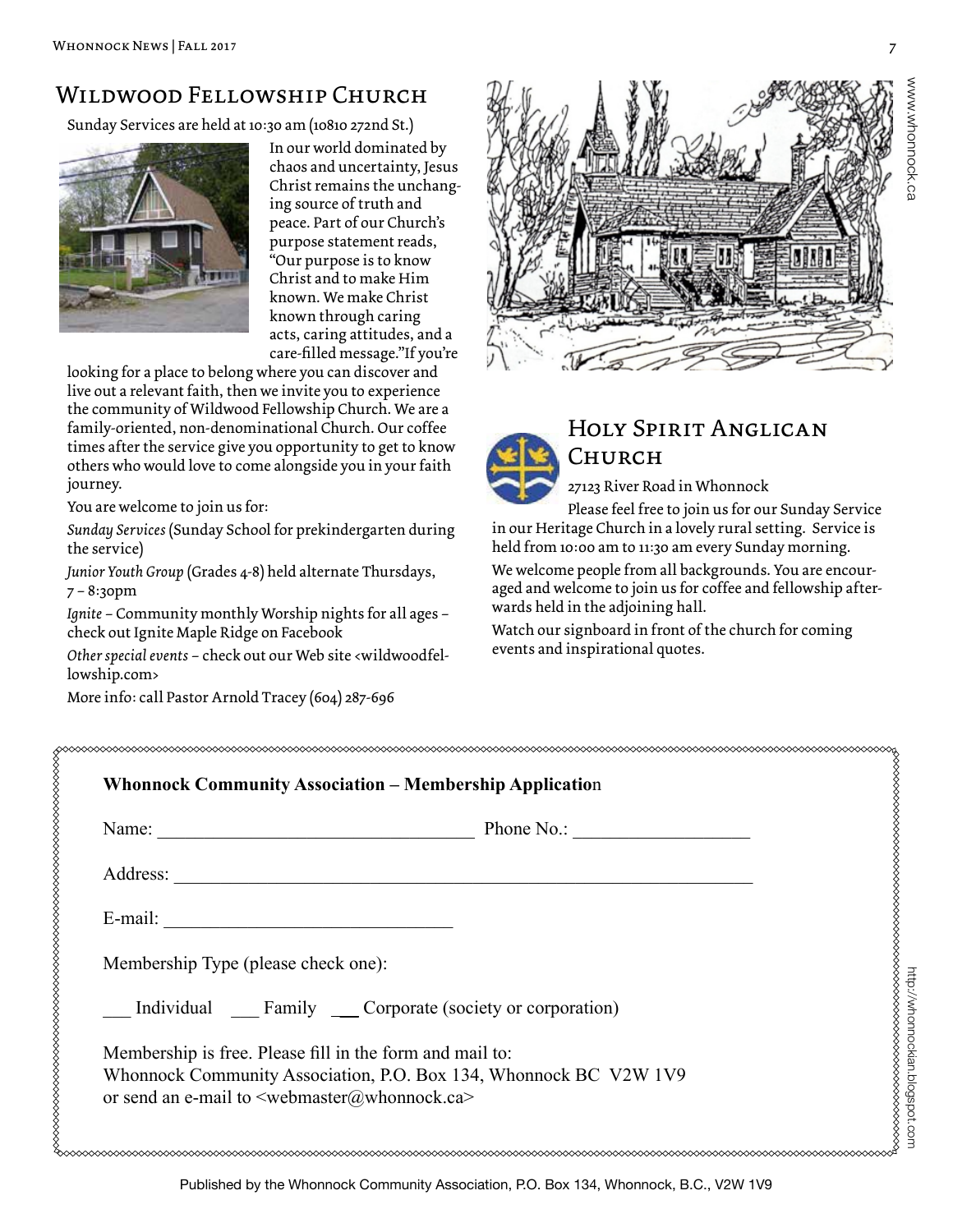## Wildwood Fellowship Church

Sunday Services are held at 10:30 am (10810 272nd St.)

In our world dominated by chaos and uncertainty, Jesus Christ remains the unchanging source of truth and peace. Part of our Church's purpose statement reads, "Our purpose is to know Christ and to make Him known. We make Christ known through caring acts, caring attitudes, and a care-filled message."If you're looking for a place to belong where you can discover and live out a relevant faith, then we invite you to experience the community of Wildwood Fellowship Church. We are a family-oriented, non-denominational Church. Our coffee times after the service give you opportunity to get to know others who would love to come alongside you in your faith journey.

You are welcome to join us for:

*Sunday Services* (Sunday School for prekindergarten during the service)

*Junior Youth Group* (Grades 4-8) held alternate Thursdays, 7 – 8:30pm

*Ignite* – Community monthly Worship nights for all ages – check out Ignite Maple Ridge on Facebook

*Other special events* – check out our Web site <wildwoodfellowship.com>

More info: call Pastor Arnold Tracey (604) 287-696

## Holy Spirit Anglican Church

27123 River Road in Whonnock

Please feel free to join us for our Sunday Service in our Heritage Church in a lovely rural setting. Service is held from 10:00 am to 11:30 am every Sunday morning.

We welcome people from all backgrounds. You are encouraged and welcome to join us for coffee and fellowship afterwards held in the adjoining hall.

Watch our signboard in front of the church for coming events and inspirational quotes.

**Whonnock Community Association – Membership Application**

Name: ______________________________ Phone No.: ________________

Address: ________________________________________________________

E-mail: ___________________________

Membership Type (please check one):

___ Individual ___ Family ___ Corporate (society or corporation)

Membership is free. Please fill in the form and mail to:
Whonnock Community Association, P.O. Box 134, Whonnock BC V2W 1V9
or send an e-mail to <webmaster@whonnock.ca>

Published by the Whonnock Community Association, P.O. Box 134, Whonnock, B.C., V2W 1V9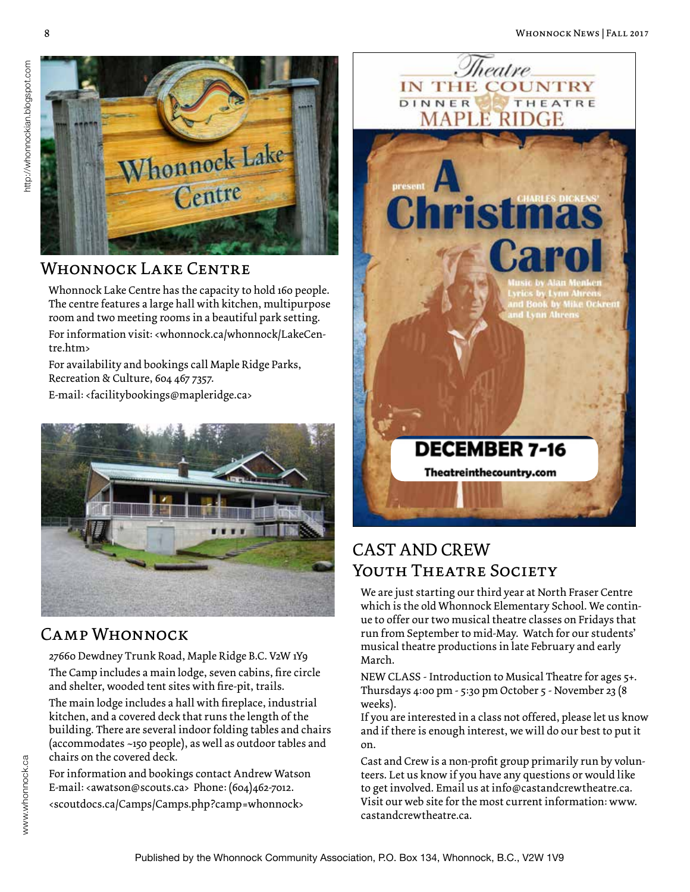## Whonnock Lake Centre

Whonnock Lake Centre has the capacity to hold 160 people. The centre features a large hall with kitchen, multipurpose room and two meeting rooms in a beautiful park setting.

For information visit: <whonnock.ca/whonnock/LakeCentre.htm>

For availability and bookings call Maple Ridge Parks, Recreation & Culture, 604 467 7357.

E-mail: <facilitybookings@mapleridge.ca>

## Camp Whonnock

27660 Dewdney Trunk Road, Maple Ridge B.C. V2W 1Y9

The Camp includes a main lodge, seven cabins, fire circle and shelter, wooded tent sites with fire-pit, trails.

The main lodge includes a hall with fireplace, industrial kitchen, and a covered deck that runs the length of the building. There are several indoor folding tables and chairs (accommodates ~150 people), as well as outdoor tables and chairs on the covered deck.

For information and bookings contact Andrew Watson E-mail: <awatson@scouts.ca> Phone: (604)462-7012.

<scoutdocs.ca/Camps/Camps.php?camp=whonnock>

Theatre IN THE COUNTRY DINNER THEATRE MAPLE RIDGE

present A Christmas Carol

CHARLES DICKENS'

Music by Alan Menken
Lyrics by Lynn Ahrens
and Book by Mike Ockrent
and Lynn Ahrens

DECEMBER 7-16

Theatreinthecountry.com

## CAST AND CREW Youth Theatre Society

We are just starting our third year at North Fraser Centre which is the old Whonnock Elementary School. We continue to offer our two musical theatre classes on Fridays that run from September to mid-May. Watch for our students' musical theatre productions in late February and early March.

NEW CLASS - Introduction to Musical Theatre for ages 5+. Thursdays 4:00 pm - 5:30 pm October 5 - November 23 (8 weeks).

If you are interested in a class not offered, please let us know and if there is enough interest, we will do our best to put it on.

Cast and Crew is a non-profit group primarily run by volunteers. Let us know if you have any questions or would like to get involved. Email us at info@castandcrewtheatre.ca. Visit our web site for the most current information: www.castandcrewtheatre.ca.